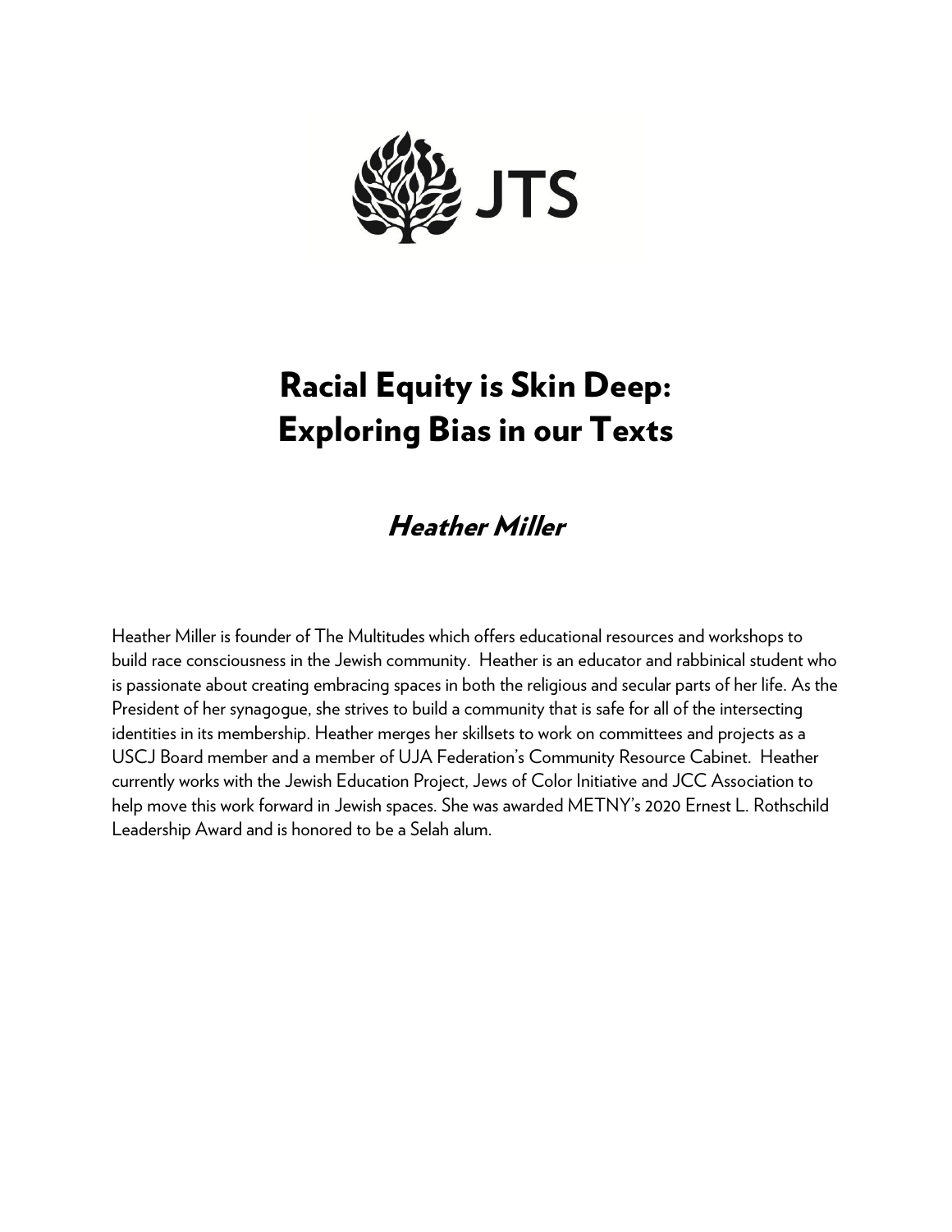JTS

# Racial Equity is Skin Deep: Exploring Bias in our Texts

## *Heather Miller*

Heather Miller is founder of The Multitudes which offers educational resources and workshops to build race consciousness in the Jewish community. Heather is an educator and rabbinical student who is passionate about creating embracing spaces in both the religious and secular parts of her life. As the President of her synagogue, she strives to build a community that is safe for all of the intersecting identities in its membership. Heather merges her skillsets to work on committees and projects as a USCJ Board member and a member of UJA Federation's Community Resource Cabinet. Heather currently works with the Jewish Education Project, Jews of Color Initiative and JCC Association to help move this work forward in Jewish spaces. She was awarded METNY's 2020 Ernest L. Rothschild Leadership Award and is honored to be a Selah alum.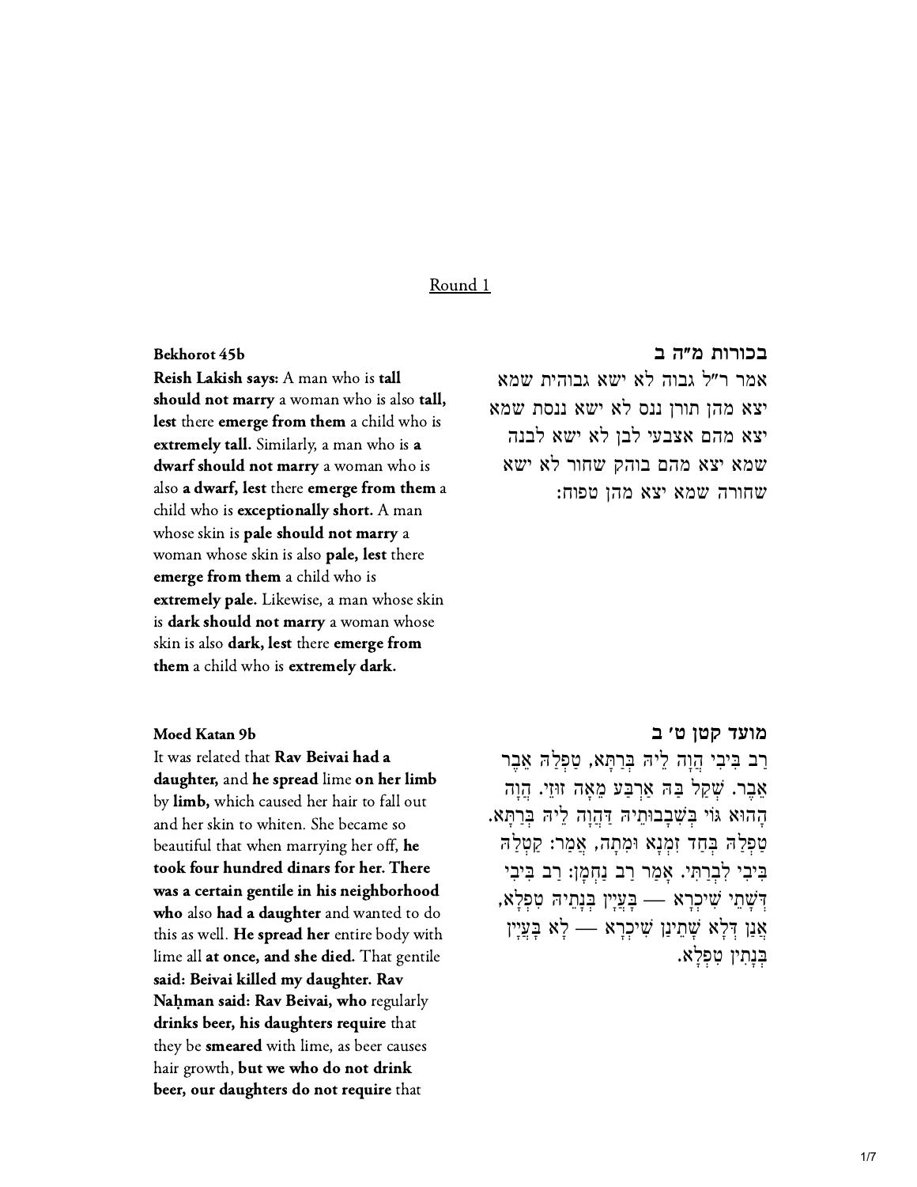Round 1

**Bekhorot 45b**

**Reish Lakish says:** A man who is **tall should not marry** a woman who is also **tall, lest** there **emerge from them** a child who is **extremely tall.** Similarly, a man who is **a dwarf should not marry** a woman who is also **a dwarf, lest** there **emerge from them** a child who is **exceptionally short.** A man whose skin is **pale should not marry** a woman whose skin is also **pale, lest** there **emerge from them** a child who is **extremely pale.** Likewise, a man whose skin is **dark should not marry** a woman whose skin is also **dark, lest** there **emerge from them** a child who is **extremely dark.**

**בכורות מ"ה ב**

אמר ר"ל גבוה לא ישא גבוהית שמא יצא מהן תורן ננס לא ישא ננסת שמא יצא מהם אצבעי לבן לא ישא לבנה שמא יצא מהם בוהק שחור לא ישא שחורה שמא יצא מהן טפוח:

**Moed Katan 9b**

It was related that **Rav Beivai had a daughter,** and **he spread** lime **on her limb** by **limb,** which caused her hair to fall out and her skin to whiten. She became so beautiful that when marrying her off, **he took four hundred dinars for her. There was a certain gentile in his neighborhood who** also **had a daughter** and wanted to do this as well. **He spread her** entire body with lime all **at once, and she died.** That gentile **said: Beivai killed my daughter. Rav Naḥman said: Rav Beivai, who** regularly **drinks beer, his daughters require** that they be **smeared** with lime, as beer causes hair growth, **but we who do not drink beer, our daughters do not require** that

**מועד קטן ט׳ ב**

רַב בִּיבִי הֲוָה לֵיהּ בְּרַתָּא, טַפְלַהּ אֵבֶר אֵבֶר. שְׁקַל בַּהּ אַרְבַּע מְאָה זוּזֵי. הֲוָה הָהוּא גּוֹי בְּשִׁבָבוּתֵיהּ דַּהֲוָה לֵיהּ בְּרַתָּא. טַפְלַהּ בְּחַד זִמְנָא וּמִתָה, אֲמַר: קַטְלַהּ בִּיבִי לִבְרַתִּי. אָמַר רַב נַחְמָן: רַב בִּיבִי דְּשָׁתֵי שִׁיכְרָא — בָּעֲיָין בְּנָתֵיהּ טִפְלָא, אֲנַן דְּלָא שָׁתֵינַן שִׁיכְרָא — לָא בָּעֲיָין בְּנָתִין טִפְלָא.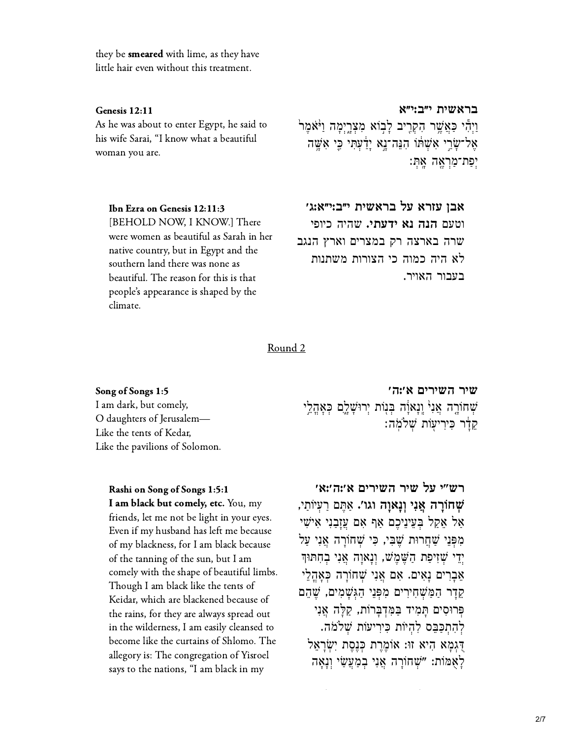they be **smeared** with lime, as they have little hair even without this treatment.

**Genesis 12:11**

As he was about to enter Egypt, he said to his wife Sarai, "I know what a beautiful woman you are.

**בראשית י״ב:י״א**

וַיְהִ֕י כַּאֲשֶׁ֥ר הִקְרִ֖יב לָב֣וֹא מִצְרָ֑יְמָה וַיֹּ֙אמֶר֙ אֶל־שָׂרַ֣י אִשְׁתּ֔וֹ הִנֵּה־נָ֣א יָדַ֔עְתִּי כִּ֛י אִשָּׁ֥ה יְפַת־מַרְאֶ֖ה אָֽתְּ׃

**Ibn Ezra on Genesis 12:11:3**

[BEHOLD NOW, I KNOW.] There were women as beautiful as Sarah in her native country, but in Egypt and the southern land there was none as beautiful. The reason for this is that people's appearance is shaped by the climate.

**אבן עזרא על בראשית י״ב:י״א:ג׳**

וטעם **הנה נא ידעתי.** שהיה כיופי שרה בארצה רק במצרים וארץ הנגב לא היה כמוה כי הצורות משתנות בעבור האויר.

## Round 2

**Song of Songs 1:5**

I am dark, but comely,
O daughters of Jerusalem—
Like the tents of Kedar,
Like the pavilions of Solomon.

**שיר השירים א׳:ה׳**

שְׁחוֹרָ֤ה אֲנִי֙ וְֽנָאוָ֔ה בְּנ֖וֹת יְרוּשָׁלָ֑͏ִם כְּאׇהֳלֵ֣י קֵדָ֔ר כִּירִיע֖וֹת שְׁלֹמֹֽה׃

**Rashi on Song of Songs 1:5:1**

**I am black but comely, etc.** You, my friends, let me not be light in your eyes. Even if my husband has left me because of my blackness, for I am black because of the tanning of the sun, but I am comely with the shape of beautiful limbs. Though I am black like the tents of Keidar, which are blackened because of the rains, for they are always spread out in the wilderness, I am easily cleansed to become like the curtains of Shlomo. The allegory is: The congregation of Yisroel says to the nations, "I am black in my

**רש״י על שיר השירים א׳:ה׳:א׳**

**שְׁחוֹרָה אֲנִי וְנָאוָה וגו׳.** אַתֶּם רֵעוֹתַי, אַל אֵקַל בְּעֵינֵיכֶם אַף אִם עֲזָבַנִי אִישִׁי מִפְּנֵי שַׁחֲרוּת שֶׁבִּי, כִּי שְׁחוֹרָה אֲנִי עַל יְדֵי שְׁזִיפַת הַשֶּׁמֶשׁ, וְנָאוָה אֲנִי בְּחִתּוּךְ אֵבָרִים נָאִים. אִם אֲנִי שְׁחוֹרָה כְּאָהֳלֵי קֵדָר הַמַּשְׁחִירִים מִפְּנֵי הַגְּשָׁמִים, שֶׁהֵם פְּרוּסִים תָּמִיד בַּמִּדְבָּרוֹת, קַלָּה אֲנִי לְהִתְכַּבֵּס לִהְיוֹת כִּירִיעוֹת שְׁלֹמֹה. דֻּגְמָא הִיא זוּ: אוֹמֶרֶת כְּנֶסֶת יִשְׂרָאֵל לָאֻמּוֹת: "שְׁחוֹרָה אֲנִי בְּמַעֲשַׂי וְנָאָה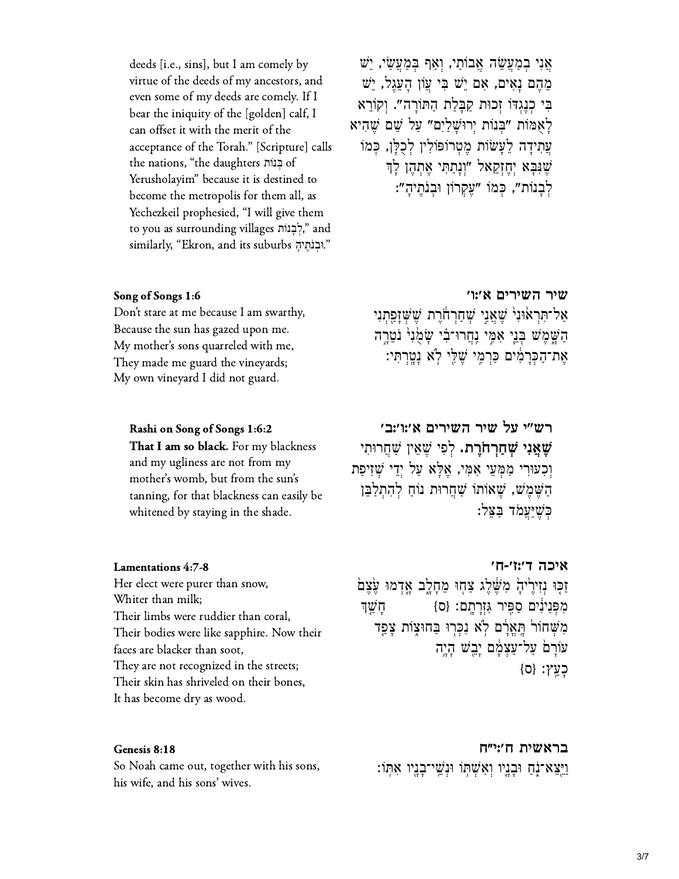deeds [i.e., sins], but I am comely by virtue of the deeds of my ancestors, and even some of my deeds are comely. If I bear the iniquity of the [golden] calf, I can offset it with the merit of the acceptance of the Torah." [Scripture] calls the nations, "the daughters בְּנוֹת of Yerusholayim" because it is destined to become the metropolis for them all, as Yechezkeil prophesied, "I will give them to you as surrounding villages לְבָנוֹת," and similarly, "Ekron, and its suburbs וּבְנֹתֶיהָ."

אֲנִי בְמַעֲשֵׂה אֲבוֹתַי, וְאַף בְּמַעֲשַׂי, יֵשׁ מֵהֶם נָאִים, אִם יֵשׁ בִּי עֲוֹן הָעֵגֶל, יֵשׁ בִּי כְנֶגְדּוֹ זְכוּת קַבָּלַת הַתּוֹרָה". וְקוֹרֵא לָאֻמּוֹת "בְּנוֹת יְרוּשָׁלַיִם" עַל שֵׁם שֶׁהִיא עֲתִידָה לַעֲשׂוֹת מֶטְרוֹפּוֹלִין לְכֻלָּן, כְּמוֹ שֶׁנִּבָּא יְחֶזְקֵאל "וְנָתַתִּי אֶתְהֶן לָךְ לְבָנוֹת", כְּמוֹ "עֶקְרוֹן וּבְנֹתֶיהָ":

#### Song of Songs 1:6

Don't stare at me because I am swarthy,
Because the sun has gazed upon me.
My mother's sons quarreled with me,
They made me guard the vineyards;
My own vineyard I did not guard.

#### שיר השירים א׳:ו׳

אַל־תִּרְא֙וּנִי֙ שֶׁאֲנִ֣י שְׁחַרְחֹ֔רֶת שֶׁשֱּׁזָפַ֖תְנִי הַשָּׁ֑מֶשׁ בְּנֵ֧י אִמִּ֣י נִֽחֲרוּ־בִ֗י שָׂמֻ֙נִי֙ נֹטֵרָ֣ה אֶת־הַכְּרָמִ֔ים כַּרְמִ֥י שֶׁלִּ֖י לֹ֥א נָטָֽרְתִּי׃

#### Rashi on Song of Songs 1:6:2

**That I am so black.** For my blackness and my ugliness are not from my mother's womb, but from the sun's tanning, for that blackness can easily be whitened by staying in the shade.

#### רש"י על שיר השירים א׳:ו׳:ב׳

**שֶׁאֲנִי שְׁחַרְחֹרֶת.** לְפִי שֶׁאֵין שַׁחֲרוּתִי וְכעוּרִי מִמְּעֵי אִמִּי, אֶלָּא עַל יְדֵי שְׁזִיפַת הַשֶּׁמֶשׁ, שֶׁאוֹתוֹ שַׁחֲרוּת נוֹחַ לְהִתְלַבֵּן כְּשֶׁיַּעֲמֹד בַּצֵּל:

#### Lamentations 4:7-8

Her elect were purer than snow,
Whiter than milk;
Their limbs were ruddier than coral,
Their bodies were like sapphire. Now their faces are blacker than soot,
They are not recognized in the streets;
Their skin has shriveled on their bones,
It has become dry as wood.

#### איכה ד׳:ז׳-ח׳

זַכּ֤וּ נְזִירֶ֙יהָ֙ מִשֶּׁ֔לֶג צַח֖וּ מֵחָלָ֑ב אָ֤דְמוּ עֶ֙צֶם֙ מִפְּנִינִ֔ים סַפִּ֖יר גִּזְרָתָֽם׃ {ס} חָשַׁ֤ךְ מִשְּׁחוֹר֙ תָּֽאֳרָ֔ם לֹ֥א נִכְּר֖וּ בַּחוּצ֑וֹת צָפַ֤ד עוֹרָם֙ עַל־עַצְמָ֔ם יָבֵ֖שׁ הָיָ֥ה כָעֵֽץ׃ {ס}

#### Genesis 8:18

So Noah came out, together with his sons, his wife, and his sons' wives.

#### בראשית ח׳:י״ח

וַיֵּ֖צֵא־נֹ֑חַ וּבָנָ֛יו וְאִשְׁתּ֥וֹ וּנְשֵֽׁי־בָנָ֖יו אִתּֽוֹ׃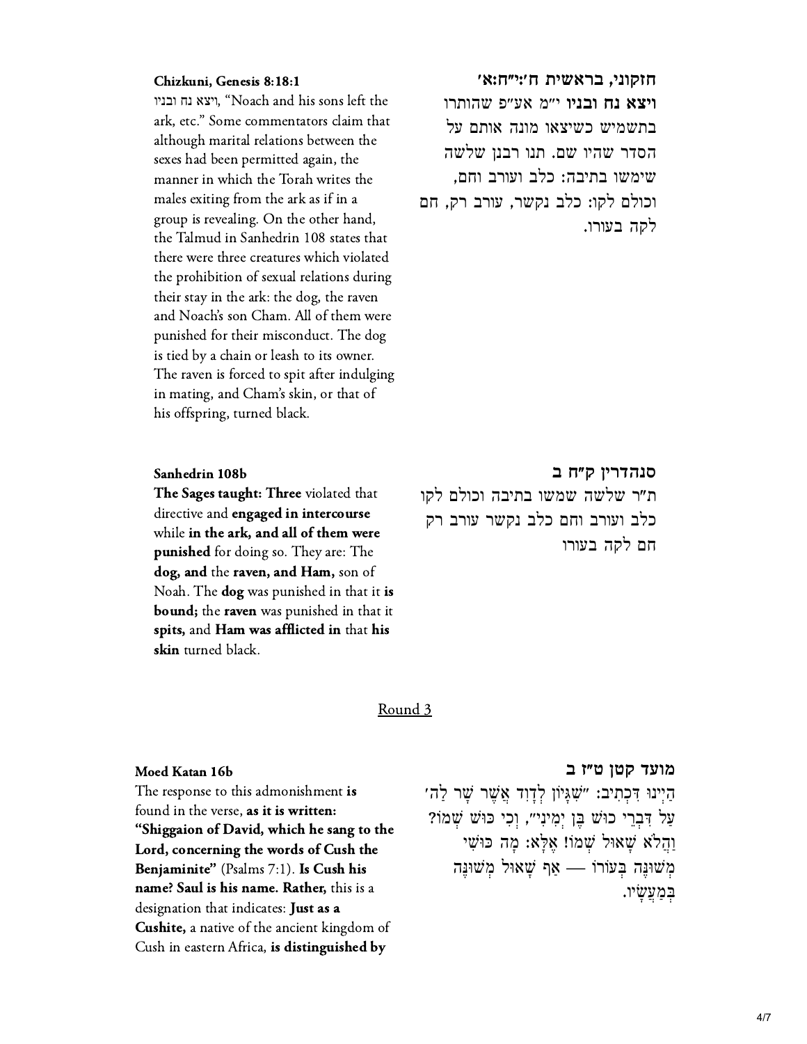**Chizkuni, Genesis 8:18:1**

ויצא נח ובניו, "Noach and his sons left the ark, etc." Some commentators claim that although marital relations between the sexes had been permitted again, the manner in which the Torah writes the males exiting from the ark as if in a group is revealing. On the other hand, the Talmud in Sanhedrin 108 states that there were three creatures which violated the prohibition of sexual relations during their stay in the ark: the dog, the raven and Noach's son Cham. All of them were punished for their misconduct. The dog is tied by a chain or leash to its owner. The raven is forced to spit after indulging in mating, and Cham's skin, or that of his offspring, turned black.

**חזקוני, בראשית ח׳:י״ח:א׳**

**ויצא נח ובניו** י״מ אע״פ שהותרו בתשמיש כשיצאו מונה אותם על הסדר שהיו שם. תנו רבנן שלשה שימשו בתיבה: כלב ועורב וחם, וכולם לקו: כלב נקשר, עורב רק, חם לקה בעורו.

**Sanhedrin 108b**

**The Sages taught: Three** violated that directive and **engaged in intercourse** while **in the ark, and all of them were punished** for doing so. They are: The **dog, and** the **raven, and Ham,** son of Noah. The **dog** was punished in that it **is bound;** the **raven** was punished in that it **spits,** and **Ham was afflicted in** that **his skin** turned black.

**סנהדרין ק״ח ב**

ת״ר שלשה שמשו בתיבה וכולם לקו כלב ועורב וחם כלב נקשר עורב רק חם לקה בעורו

## Round 3

**Moed Katan 16b**

The response to this admonishment **is** found in the verse, **as it is written: "Shiggaion of David, which he sang to the Lord, concerning the words of Cush the Benjaminite"** (Psalms 7:1). **Is Cush his name? Saul is his name. Rather,** this is a designation that indicates: **Just as a Cushite,** a native of the ancient kingdom of Cush in eastern Africa, **is distinguished by**

**מועד קטן ט״ז ב**

הַיְינוּ דִּכְתִיב: ״שִׁגָּיוֹן לְדָוִד אֲשֶׁר שָׁר לַה׳ עַל דִּבְרֵי כוּשׁ בֶּן יְמִינִי״, וְכִי כּוּשׁ שְׁמוֹ? וַהֲלֹא שָׁאוּל שְׁמוֹ! אֶלָּא: מָה כּוּשִׁי מְשׁוּנֶּה בְּעוֹרוֹ — אַף שָׁאוּל מְשׁוּנֶּה בְּמַעֲשָׂיו.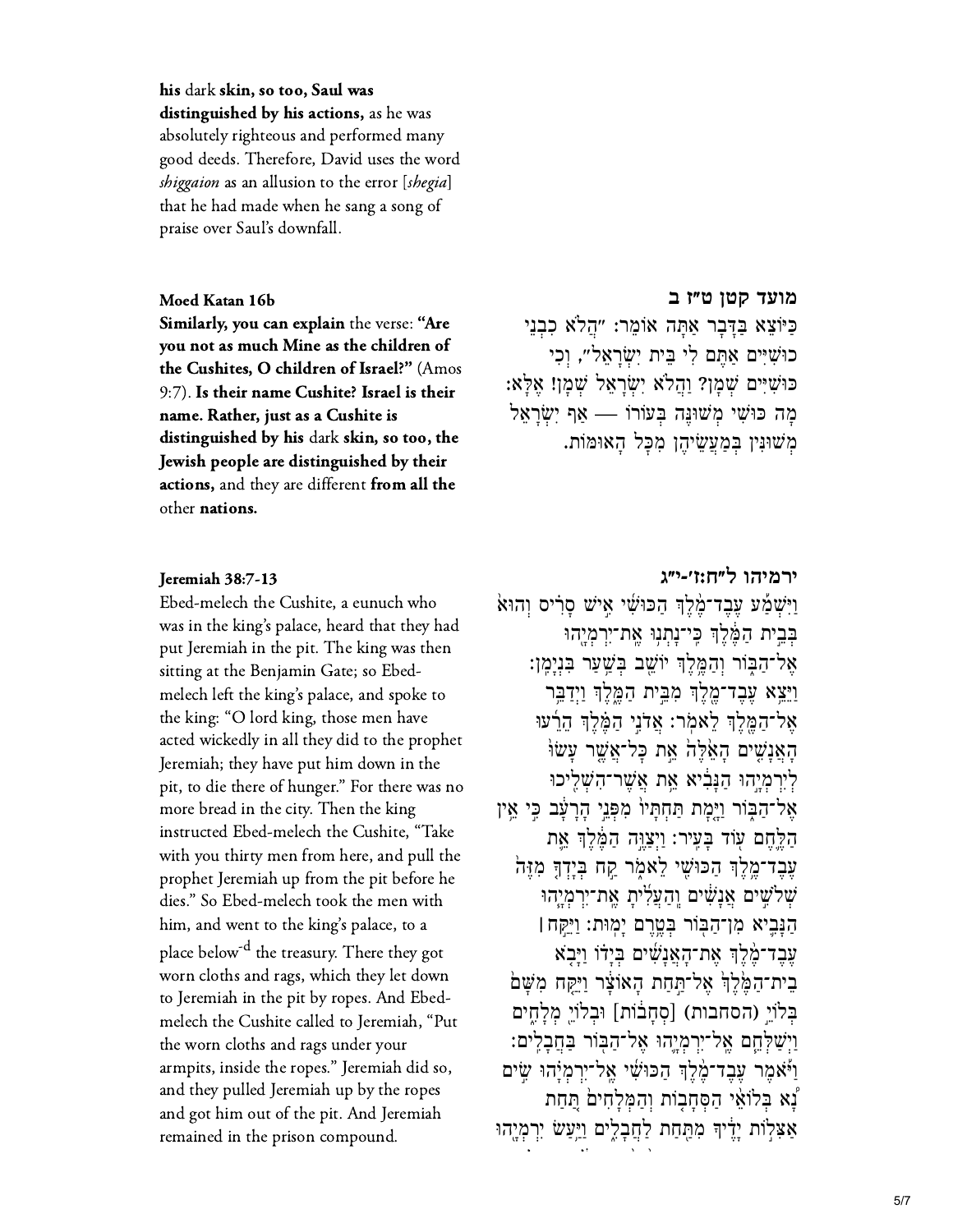**his** dark **skin, so too, Saul was distinguished by his actions,** as he was absolutely righteous and performed many good deeds. Therefore, David uses the word *shiggaion* as an allusion to the error [*shegia*] that he had made when he sang a song of praise over Saul's downfall.

### Moed Katan 16b

**Similarly, you can explain** the verse: **"Are you not as much Mine as the children of the Cushites, O children of Israel?"** (Amos 9:7). **Is their name Cushite? Israel is their name. Rather, just as a Cushite is distinguished by his** dark **skin, so too, the Jewish people are distinguished by their actions,** and they are different **from all the** other **nations.**

### מועד קטן ט״ז ב

כַּיּוֹצֵא בַּדָּבָר אַתָּה אוֹמֵר: ״הֲלוֹא כִבְנֵי כוּשִׁיִּים אַתֶּם לִי בֵּית יִשְׂרָאֵל״, וְכִי כּוּשִׁיִּים שְׁמָן? וַהֲלֹא יִשְׂרָאֵל שְׁמָן! אֶלָּא: מָה כּוּשִׁי מְשׁוּנֶּה בְּעוֹרוֹ — אַף יִשְׂרָאֵל מְשׁוּנִּין בְּמַעֲשֵׂיהֶן מִכׇּל הָאוּמּוֹת.

### Jeremiah 38:7-13

Ebed-melech the Cushite, a eunuch who was in the king's palace, heard that they had put Jeremiah in the pit. The king was then sitting at the Benjamin Gate; so Ebed-melech left the king's palace, and spoke to the king: "O lord king, those men have acted wickedly in all they did to the prophet Jeremiah; they have put him down in the pit, to die there of hunger." For there was no more bread in the city. Then the king instructed Ebed-melech the Cushite, "Take with you thirty men from here, and pull the prophet Jeremiah up from the pit before he dies." So Ebed-melech took the men with him, and went to the king's palace, to a place below[d] the treasury. There they got worn cloths and rags, which they let down to Jeremiah in the pit by ropes. And Ebed-melech the Cushite called to Jeremiah, "Put the worn cloths and rags under your armpits, inside the ropes." Jeremiah did so, and they pulled Jeremiah up by the ropes and got him out of the pit. And Jeremiah remained in the prison compound.

### ירמיהו ל״ח:ז׳-י״ג

וַיִּשְׁמַ֞ע עֶֽבֶד־מֶ֣לֶךְ הַכּוּשִׁ֗י אִ֣ישׁ סָרִ֚יס וְהוּא֙ בְּבֵ֣ית הַמֶּ֔לֶךְ כִּֽי־נָתְנ֥וּ אֶֽת־יִרְמְיָ֖הוּ אֶל־הַבּ֑וֹר וְהַמֶּ֥לֶךְ יוֹשֵׁ֖ב בְּשַׁ֥עַר בִּנְיָמִֽן׃ וַיֵּצֵ֥א עֶֽבֶד־מֶ֖לֶךְ מִבֵּ֣ית הַמֶּ֑לֶךְ וַיְדַבֵּ֥ר אֶל־הַמֶּ֖לֶךְ לֵאמֹֽר׃ אֲדֹנִ֣י הַמֶּ֗לֶךְ הֵרֵ֜עוּ הָאֲנָשִׁ֣ים הָאֵ֗לֶּה אֵ֣ת כׇּל־אֲשֶׁ֤ר עָשׂוּ֙ לְיִרְמְיָ֣הוּ הַנָּבִ֔יא אֵ֥ת אֲשֶׁר־הִשְׁלִ֖יכוּ אֶל־הַבּ֑וֹר וַיָּ֤מׇת תַּחְתָּיו֙ מִפְּנֵ֣י הָרָעָ֔ב כִּ֣י אֵ֥ין הַלֶּ֛חֶם ע֖וֹד בָּעִֽיר׃ וַיְצַוֶּ֣ה הַמֶּ֔לֶךְ אֵ֛ת עֶֽבֶד־מֶ֥לֶךְ הַכּוּשִׁ֖י לֵאמֹ֑ר קַ֣ח בְּיָדְךָ֤ מִזֶּה֙ שְׁלֹשִׁ֣ים אֲנָשִׁ֔ים וְהַעֲלִ֜יתָ אֶת־יִרְמְיָ֧הוּ הַנָּבִ֛יא מִן־הַבּ֖וֹר בְּטֶ֥רֶם יָמֽוּת׃ וַיִּקַּ֣ח ׀ עֶֽבֶד־מֶ֣לֶךְ אֶת־הָאֲנָשִׁ֣ים בְּיָד֡וֹ וַיָּבֹ֣א בֵית־הַמֶּלֶךְ֩ אֶל־תַּ֨חַת הָאוֹצָ֜ר וַיִּקַּ֣ח מִשָּׁ֗ם בְּלוֹיֵ֥ (הסחבות) [סְחָב֛וֹת] וּבְלוֹיֵ֥ מְלָחִ֖ים וַיְשַׁלְּחֵ֧ם אֶל־יִרְמְיָ֛הוּ אֶל־הַבּ֖וֹר בַּחֲבָלִֽים׃ וַיֹּאמֶר֩ עֶֽבֶד־מֶ֨לֶךְ הַכּוּשִׁ֜י אֶֽל־יִרְמְיָ֗הוּ שִׂ֣ים נָ֠א בְּלוֹאֵ֨י הַסְּחָב֤וֹת וְהַמְּלָחִים֙ תַּ֚חַת אַצִּל֣וֹת יָדֶ֔יךָ מִתַּ֖חַת לַחֲבָלִ֑ים וַיַּ֥עַשׂ יִרְמְיָ֖הוּ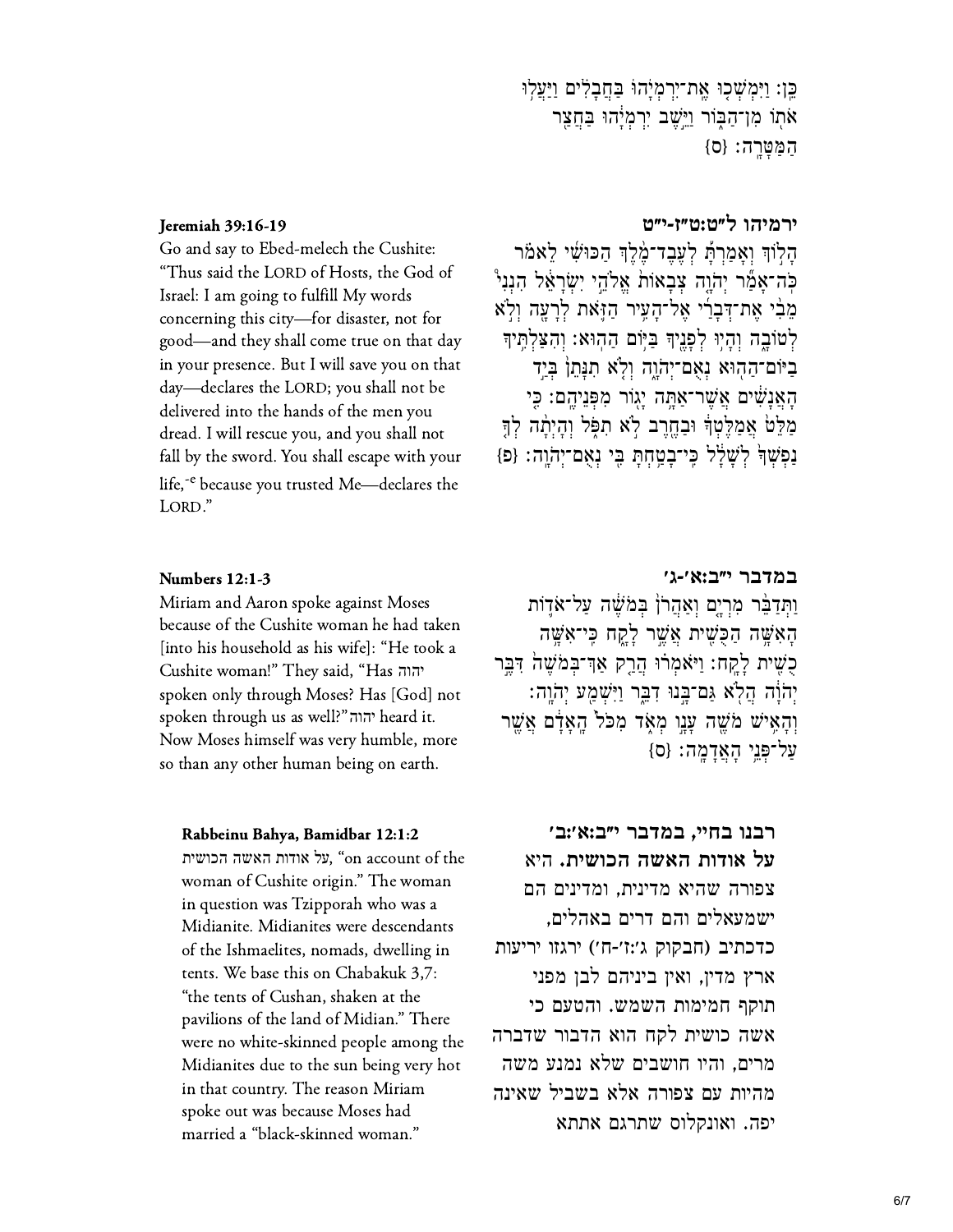כֵּן: וַיִּמְשְׁכוּ אֶת־יִרְמְיָהוּ בַּחֲבָלִים וַיַּעֲלוּ אֹתוֹ מִן־הַבּוֹר וַיֵּשֶׁב יִרְמְיָהוּ בַּחֲצַר הַמַּטָּרָה׃ {ס}

**Jeremiah 39:16-19**

Go and say to Ebed-melech the Cushite: "Thus said the LORD of Hosts, the God of Israel: I am going to fulfill My words concerning this city—for disaster, not for good—and they shall come true on that day in your presence. But I will save you on that day—declares the LORD; you shall not be delivered into the hands of the men you dread. I will rescue you, and you shall not fall by the sword. You shall escape with your life,[-e] because you trusted Me—declares the LORD."

**ירמיהו ל״ט:ט״ז-י״ט**

הָלוֹךְ וְאָמַרְתָּ לְעֶבֶד־מֶלֶךְ הַכּוּשִׁי לֵאמֹר כֹּה־אָמַר יְהֹוָה צְבָאוֹת אֱלֹהֵי יִשְׂרָאֵל הִנְנִי מֵבִי אֶת־דְּבָרַי אֶל־הָעִיר הַזֹּאת לְרָעָה וְלֹא לְטוֹבָה וְהָיוּ לְפָנֶיךָ בַּיּוֹם הַהוּא׃ וְהִצַּלְתִּיךָ בַיּוֹם־הַהוּא נְאֻם־יְהֹוָה וְלֹא תִנָּתֵן בְּיַד הָאֲנָשִׁים אֲשֶׁר־אַתָּה יָגוֹר מִפְּנֵיהֶם׃ כִּי מַלֵּט אֲמַלֶּטְךָ וּבַחֶרֶב לֹא תִפֹּל וְהָיְתָה לְךָ נַפְשְׁךָ לְשָׁלָל כִּי־בָטַחְתָּ בִּי נְאֻם־יְהֹוָה׃ {פ}

**Numbers 12:1-3**

Miriam and Aaron spoke against Moses because of the Cushite woman he had taken [into his household as his wife]: "He took a Cushite woman!" They said, "Has יהוה spoken only through Moses? Has [God] not spoken through us as well?" יהוה heard it. Now Moses himself was very humble, more so than any other human being on earth.

**במדבר י״ב:א׳-ג׳**

וַתְּדַבֵּר מִרְיָם וְאַהֲרֹן בְּמֹשֶׁה עַל־אֹדוֹת הָאִשָּׁה הַכֻּשִׁית אֲשֶׁר לָקָח כִּי־אִשָּׁה כֻשִׁית לָקָח׃ וַיֹּאמְרוּ הֲרַק אַךְ־בְּמֹשֶׁה דִּבֶּר יְהֹוָה הֲלֹא גַּם־בָּנוּ דִבֵּר וַיִּשְׁמַע יְהֹוָה׃ וְהָאִישׁ מֹשֶׁה עָנָו מְאֹד מִכֹּל הָאָדָם אֲשֶׁר עַל־פְּנֵי הָאֲדָמָה׃ {ס}

**Rabbeinu Bahya, Bamidbar 12:1:2**

על אודות האשה הכושית, "on account of the woman of Cushite origin." The woman in question was Tzipporah who was a Midianite. Midianites were descendants of the Ishmaelites, nomads, dwelling in tents. We base this on Chabakuk 3,7: "the tents of Cushan, shaken at the pavilions of the land of Midian." There were no white-skinned people among the Midianites due to the sun being very hot in that country. The reason Miriam spoke out was because Moses had married a "black-skinned woman."

**רבנו בחיי, במדבר י״ב:א׳:ב׳**

**על אודות האשה הכושית.** היא צפורה שהיא מדינית, ומדינים הם ישמעאלים והם דרים באהלים, כדכתיב (חבקוק ג׳:ז׳-ח׳) ירגזו יריעות ארץ מדין, ואין ביניהם לבן מפני תוקף חמימות השמש. והטעם כי אשה כושית לקח הוא הדבור שדברה מרים, והיו חושבים שלא נמנע משה מהיות עם צפורה אלא בשביל שאינה יפה. ואונקלוס שתרגם אתתא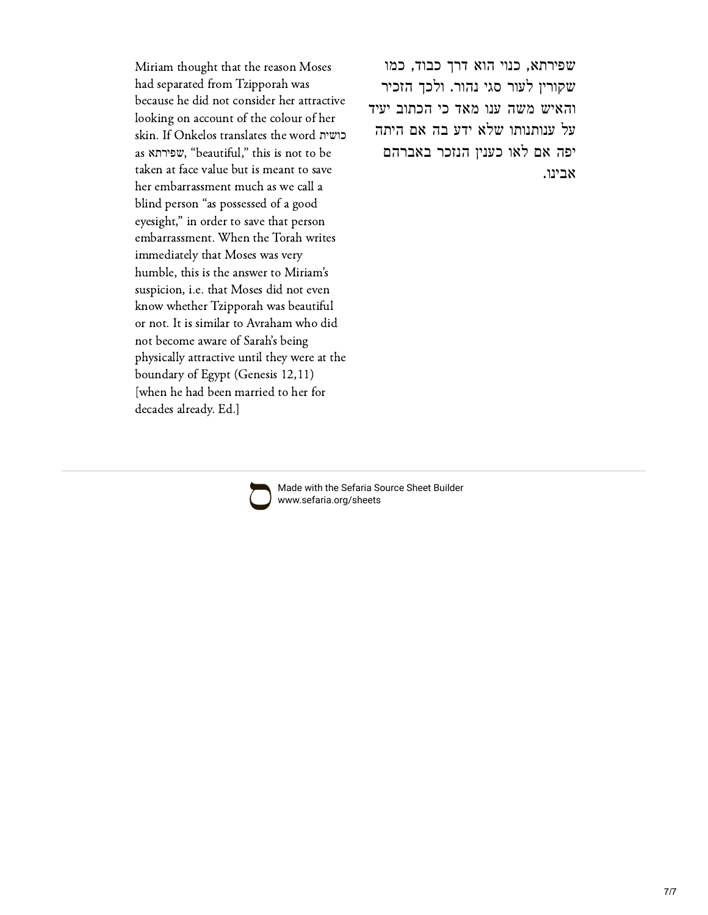שפירתא, כנוי הוא דרך כבוד, כמו שקורין לעור סגי נהור. ולכך הזכיר והאיש משה ענו מאד כי הכתוב יעיד על ענותנותו שלא ידע בה אם היתה יפה אם לאו כענין הנזכר באברהם אבינו.

Miriam thought that the reason Moses had separated from Tzipporah was because he did not consider her attractive looking on account of the colour of her skin. If Onkelos translates the word כושית as שפירתא, "beautiful," this is not to be taken at face value but is meant to save her embarrassment much as we call a blind person "as possessed of a good eyesight," in order to save that person embarrassment. When the Torah writes immediately that Moses was very humble, this is the answer to Miriam's suspicion, i.e. that Moses did not even know whether Tzipporah was beautiful or not. It is similar to Avraham who did not become aware of Sarah's being physically attractive until they were at the boundary of Egypt (Genesis 12,11) [when he had been married to her for decades already. Ed.]

Made with the Sefaria Source Sheet Builder
www.sefaria.org/sheets